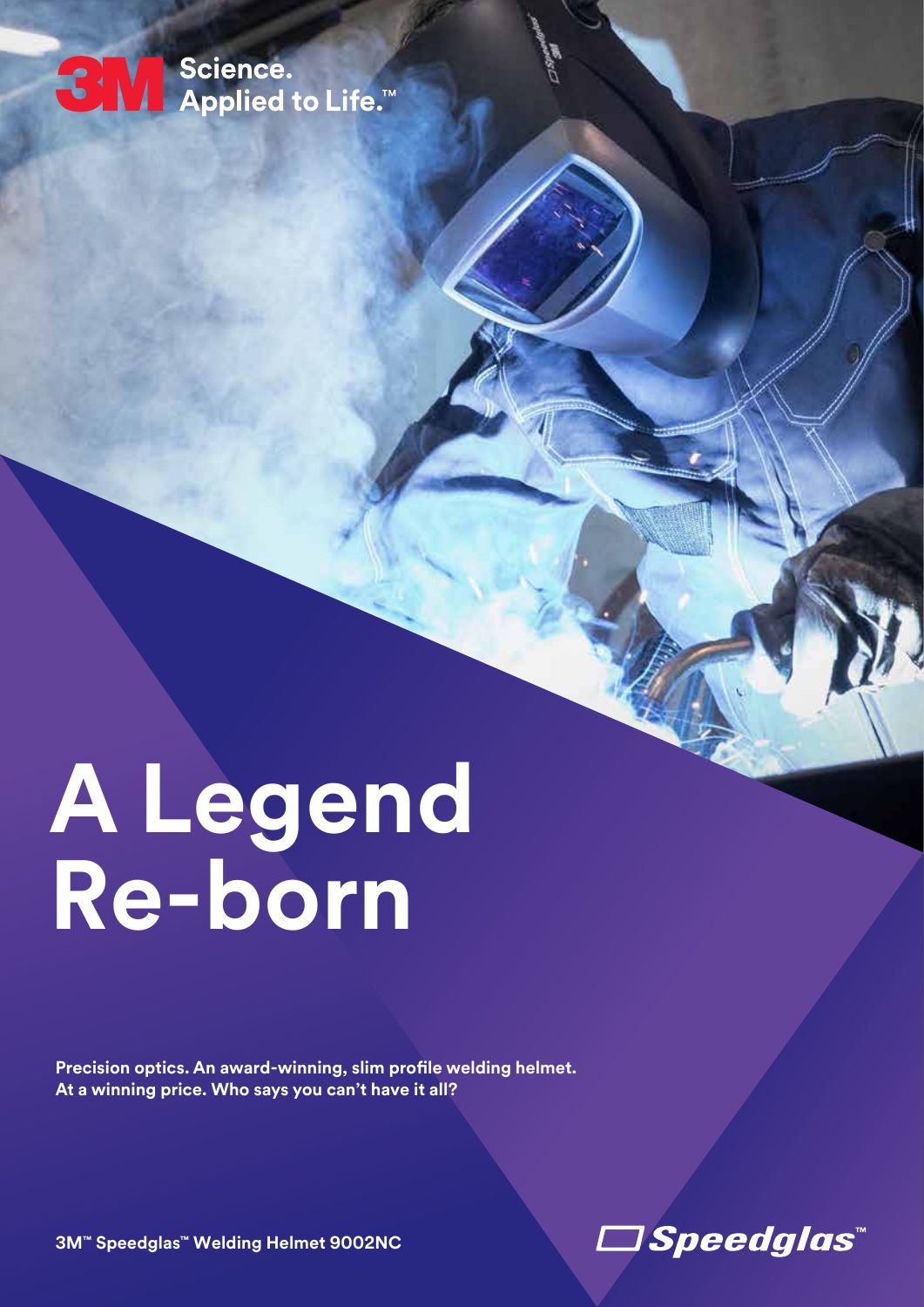3M Science. Applied to Life.™

# A Legend Re-born

**Precision optics. An award-winning, slim profile welding helmet. At a winning price. Who says you can't have it all?**

**3M™ Speedglas™ Welding Helmet 9002NC**

Speedglas™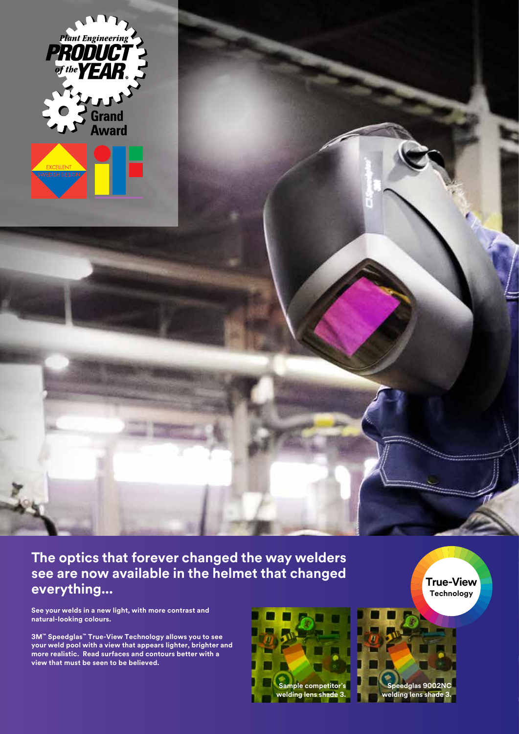## The optics that forever changed the way welders see are now available in the helmet that changed everything...

**See your welds in a new light, with more contrast and natural-looking colours.**

**3M™ Speedglas™ True-View Technology allows you to see your weld pool with a view that appears lighter, brighter and more realistic. Read surfaces and contours better with a view that must be seen to be believed.**

Sample competitor's welding lens shade 3.

Speedglas 9002NC welding lens shade 3.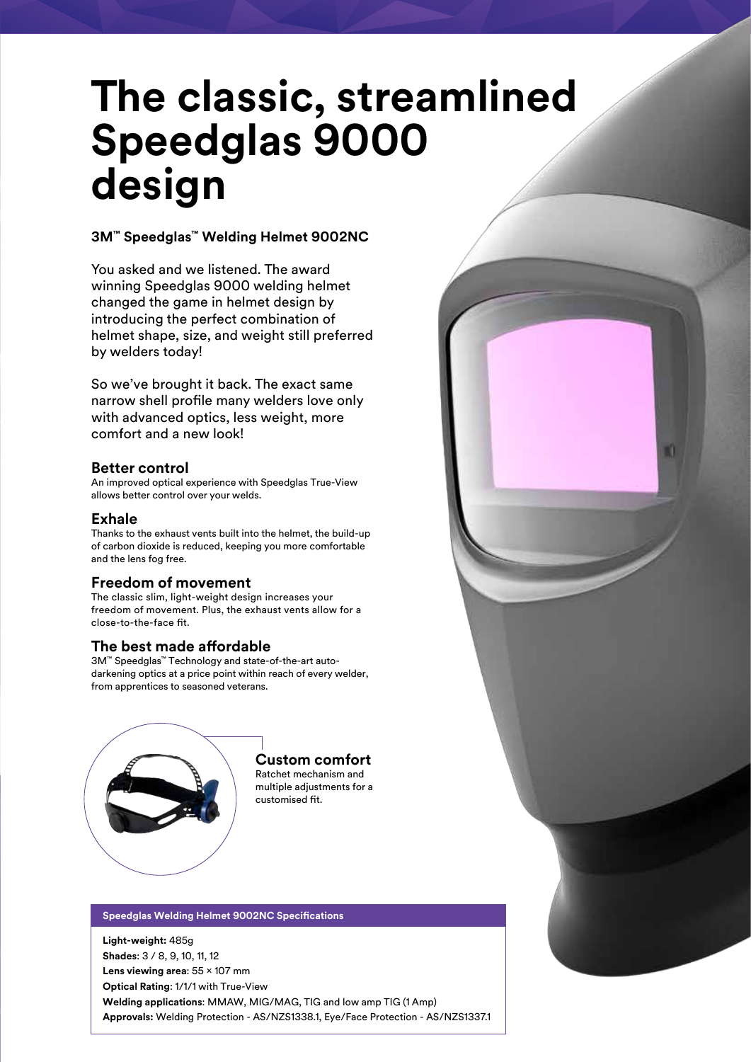# The classic, streamlined Speedglas 9000 design

### 3M™ Speedglas™ Welding Helmet 9002NC

You asked and we listened. The award winning Speedglas 9000 welding helmet changed the game in helmet design by introducing the perfect combination of helmet shape, size, and weight still preferred by welders today!

So we've brought it back. The exact same narrow shell profile many welders love only with advanced optics, less weight, more comfort and a new look!

### Better control

An improved optical experience with Speedglas True-View allows better control over your welds.

### Exhale

Thanks to the exhaust vents built into the helmet, the build-up of carbon dioxide is reduced, keeping you more comfortable and the lens fog free.

### Freedom of movement

The classic slim, light-weight design increases your freedom of movement. Plus, the exhaust vents allow for a close-to-the-face fit.

### The best made affordable

3M™ Speedglas™ Technology and state-of-the-art auto-darkening optics at a price point within reach of every welder, from apprentices to seasoned veterans.

### Custom comfort

Ratchet mechanism and multiple adjustments for a customised fit.

#### Speedglas Welding Helmet 9002NC Specifications

**Light-weight:** 485g
**Shades**: 3 / 8, 9, 10, 11, 12
**Lens viewing area**: 55 × 107 mm
**Optical Rating**: 1/1/1 with True-View
**Welding applications**: MMAW, MIG/MAG, TIG and low amp TIG (1 Amp)
**Approvals:** Welding Protection - AS/NZS1338.1, Eye/Face Protection - AS/NZS1337.1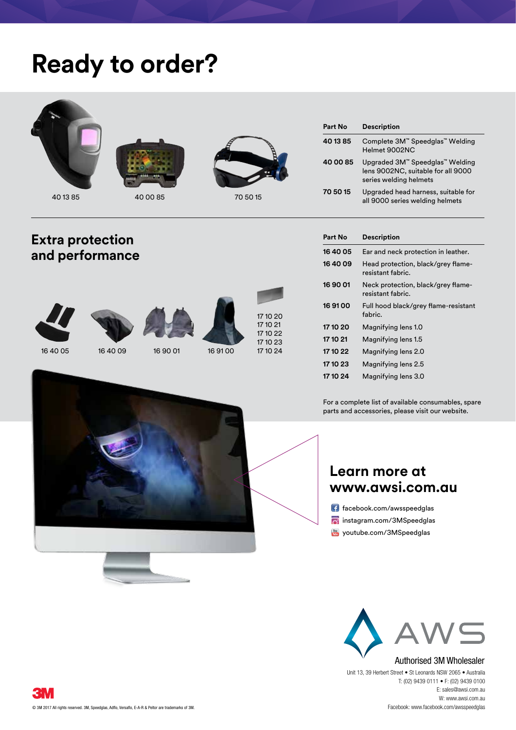# Ready to order?

40 13 85

40 00 85

70 50 15

| Part No | Description |
|---|---|
| 40 13 85 | Complete 3M™ Speedglas™ Welding Helmet 9002NC |
| 40 00 85 | Upgraded 3M™ Speedglas™ Welding lens 9002NC, suitable for all 9000 series welding helmets |
| 70 50 15 | Upgraded head harness, suitable for all 9000 series welding helmets |

## Extra protection and performance

16 40 05

16 40 09

16 90 01

16 91 00

17 10 20
17 10 21
17 10 22
17 10 23
17 10 24

| Part No | Description |
|---|---|
| 16 40 05 | Ear and neck protection in leather. |
| 16 40 09 | Head protection, black/grey flame-resistant fabric. |
| 16 90 01 | Neck protection, black/grey flame-resistant fabric. |
| 16 91 00 | Full hood black/grey flame-resistant fabric. |
| 17 10 20 | Magnifying lens 1.0 |
| 17 10 21 | Magnifying lens 1.5 |
| 17 10 22 | Magnifying lens 2.0 |
| 17 10 23 | Magnifying lens 2.5 |
| 17 10 24 | Magnifying lens 3.0 |

For a complete list of available consumables, spare parts and accessories, please visit our website.

## Learn more at www.awsi.com.au

facebook.com/awsspeedglas

instagram.com/3MSpeedglas

youtube.com/3MSpeedglas

AWS

Authorised 3M Wholesaler

Unit 13, 39 Herbert Street • St Leonards NSW 2065 • Australia
T: (02) 9439 0111 • F: (02) 9439 0100
E: sales@awsi.com.au
W: www.awsi.com.au
Facebook: www.facebook.com/awsspeedglas

3M

© 3M 2017 All rights reserved. 3M, Speedglas, Adflo, Versaflo, E-A-R & Peltor are trademarks of 3M.